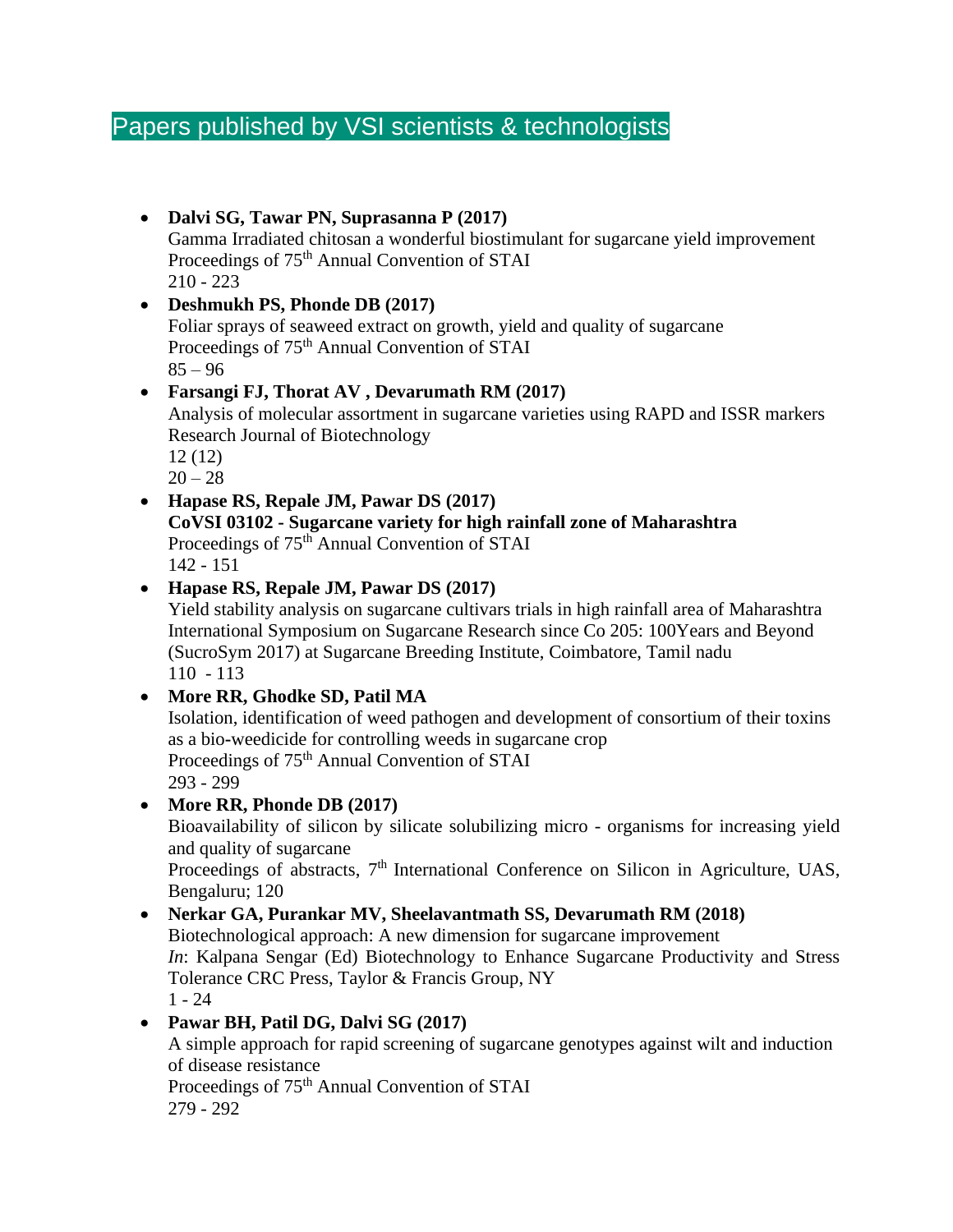# Papers published by VSI scientists & technologists

- **Dalvi SG, Tawar PN, Suprasanna P (2017)**
  Gamma Irradiated chitosan a wonderful biostimulant for sugarcane yield improvement
  Proceedings of 75$^{th}$ Annual Convention of STAI
  210 - 223
- **Deshmukh PS, Phonde DB (2017)**
  Foliar sprays of seaweed extract on growth, yield and quality of sugarcane
  Proceedings of 75$^{th}$ Annual Convention of STAI
  85 – 96
- **Farsangi FJ, Thorat AV , Devarumath RM (2017)**
  Analysis of molecular assortment in sugarcane varieties using RAPD and ISSR markers
  Research Journal of Biotechnology
  12 (12)
  20 – 28
- **Hapase RS, Repale JM, Pawar DS (2017)**
  **CoVSI 03102 - Sugarcane variety for high rainfall zone of Maharashtra**
  Proceedings of 75$^{th}$ Annual Convention of STAI
  142 - 151
- **Hapase RS, Repale JM, Pawar DS (2017)**
  Yield stability analysis on sugarcane cultivars trials in high rainfall area of Maharashtra
  International Symposium on Sugarcane Research since Co 205: 100Years and Beyond (SucroSym 2017) at Sugarcane Breeding Institute, Coimbatore, Tamil nadu
  110 - 113
- **More RR, Ghodke SD, Patil MA**
  Isolation, identification of weed pathogen and development of consortium of their toxins as a bio-weedicide for controlling weeds in sugarcane crop
  Proceedings of 75$^{th}$ Annual Convention of STAI
  293 - 299
- **More RR, Phonde DB (2017)**
  Bioavailability of silicon by silicate solubilizing micro - organisms for increasing yield and quality of sugarcane
  Proceedings of abstracts, 7$^{th}$ International Conference on Silicon in Agriculture, UAS, Bengaluru; 120
- **Nerkar GA, Purankar MV, Sheelavantmath SS, Devarumath RM (2018)**
  Biotechnological approach: A new dimension for sugarcane improvement
  *In*: Kalpana Sengar (Ed) Biotechnology to Enhance Sugarcane Productivity and Stress Tolerance CRC Press, Taylor & Francis Group, NY
  1 - 24
- **Pawar BH, Patil DG, Dalvi SG (2017)**
  A simple approach for rapid screening of sugarcane genotypes against wilt and induction of disease resistance
  Proceedings of 75$^{th}$ Annual Convention of STAI
  279 - 292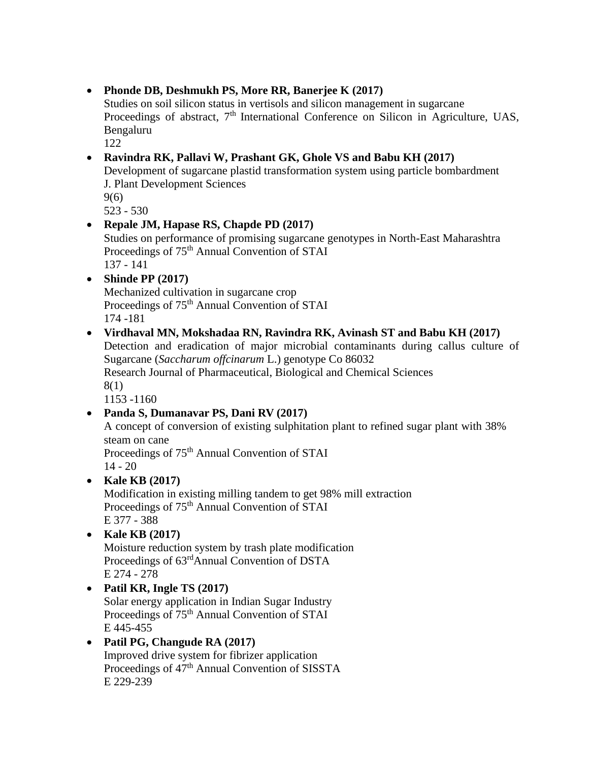- **Phonde DB, Deshmukh PS, More RR, Banerjee K (2017)**  
  Studies on soil silicon status in vertisols and silicon management in sugarcane  
  Proceedings of abstract, 7th International Conference on Silicon in Agriculture, UAS, Bengaluru  
  122
- **Ravindra RK, Pallavi W, Prashant GK, Ghole VS and Babu KH (2017)**  
  Development of sugarcane plastid transformation system using particle bombardment  
  J. Plant Development Sciences  
  9(6)  
  523 - 530
- **Repale JM, Hapase RS, Chapde PD (2017)**  
  Studies on performance of promising sugarcane genotypes in North-East Maharashtra  
  Proceedings of 75th Annual Convention of STAI  
  137 - 141
- **Shinde PP (2017)**  
  Mechanized cultivation in sugarcane crop  
  Proceedings of 75th Annual Convention of STAI  
  174 -181
- **Virdhaval MN, Mokshadaa RN, Ravindra RK, Avinash ST and Babu KH (2017)**  
  Detection and eradication of major microbial contaminants during callus culture of Sugarcane (*Saccharum offcinarum* L.) genotype Co 86032  
  Research Journal of Pharmaceutical, Biological and Chemical Sciences  
  8(1)  
  1153 -1160
- **Panda S, Dumanavar PS, Dani RV (2017)**  
  A concept of conversion of existing sulphitation plant to refined sugar plant with 38% steam on cane  
  Proceedings of 75th Annual Convention of STAI  
  14 - 20
- **Kale KB (2017)**  
  Modification in existing milling tandem to get 98% mill extraction  
  Proceedings of 75th Annual Convention of STAI  
  E 377 - 388
- **Kale KB (2017)**  
  Moisture reduction system by trash plate modification  
  Proceedings of 63rd Annual Convention of DSTA  
  E 274 - 278
- **Patil KR, Ingle TS (2017)**  
  Solar energy application in Indian Sugar Industry  
  Proceedings of 75th Annual Convention of STAI  
  E 445-455
- **Patil PG, Changude RA (2017)**  
  Improved drive system for fibrizer application  
  Proceedings of 47th Annual Convention of SISSTA  
  E 229-239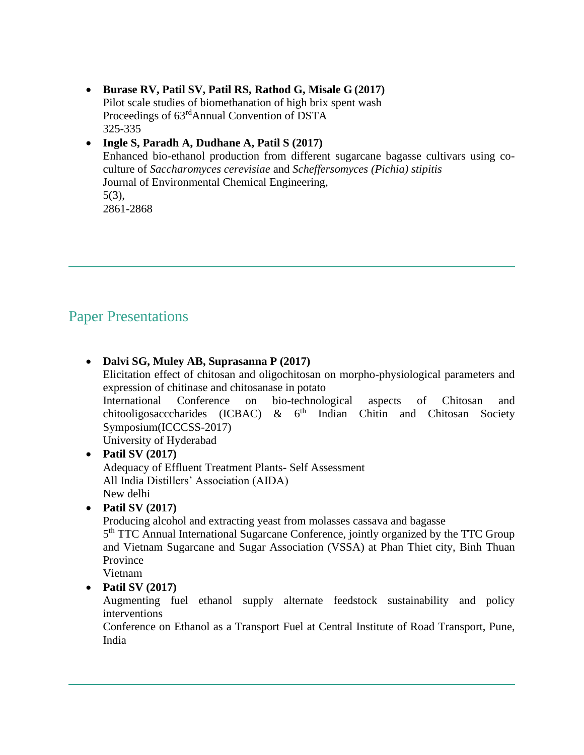- **Burase RV, Patil SV, Patil RS, Rathod G, Misale G (2017)**
  Pilot scale studies of biomethanation of high brix spent wash
  Proceedings of 63rd Annual Convention of DSTA
  325-335
- **Ingle S, Paradh A, Dudhane A, Patil S (2017)**
  Enhanced bio-ethanol production from different sugarcane bagasse cultivars using co-culture of *Saccharomyces cerevisiae* and *Scheffersomyces (Pichia) stipitis*
  Journal of Environmental Chemical Engineering,
  5(3),
  2861-2868

---

## Paper Presentations

- **Dalvi SG, Muley AB, Suprasanna P (2017)**
  Elicitation effect of chitosan and oligochitosan on morpho-physiological parameters and expression of chitinase and chitosanase in potato
  International Conference on bio-technological aspects of Chitosan and chitooligosacccharides (ICBAC) & 6th Indian Chitin and Chitosan Society Symposium(ICCCSS-2017)
  University of Hyderabad
- **Patil SV (2017)**
  Adequacy of Effluent Treatment Plants- Self Assessment
  All India Distillers' Association (AIDA)
  New delhi
- **Patil SV (2017)**
  Producing alcohol and extracting yeast from molasses cassava and bagasse
  5th TTC Annual International Sugarcane Conference, jointly organized by the TTC Group and Vietnam Sugarcane and Sugar Association (VSSA) at Phan Thiet city, Binh Thuan Province
  Vietnam
- **Patil SV (2017)**
  Augmenting fuel ethanol supply alternate feedstock sustainability and policy interventions
  Conference on Ethanol as a Transport Fuel at Central Institute of Road Transport, Pune, India

---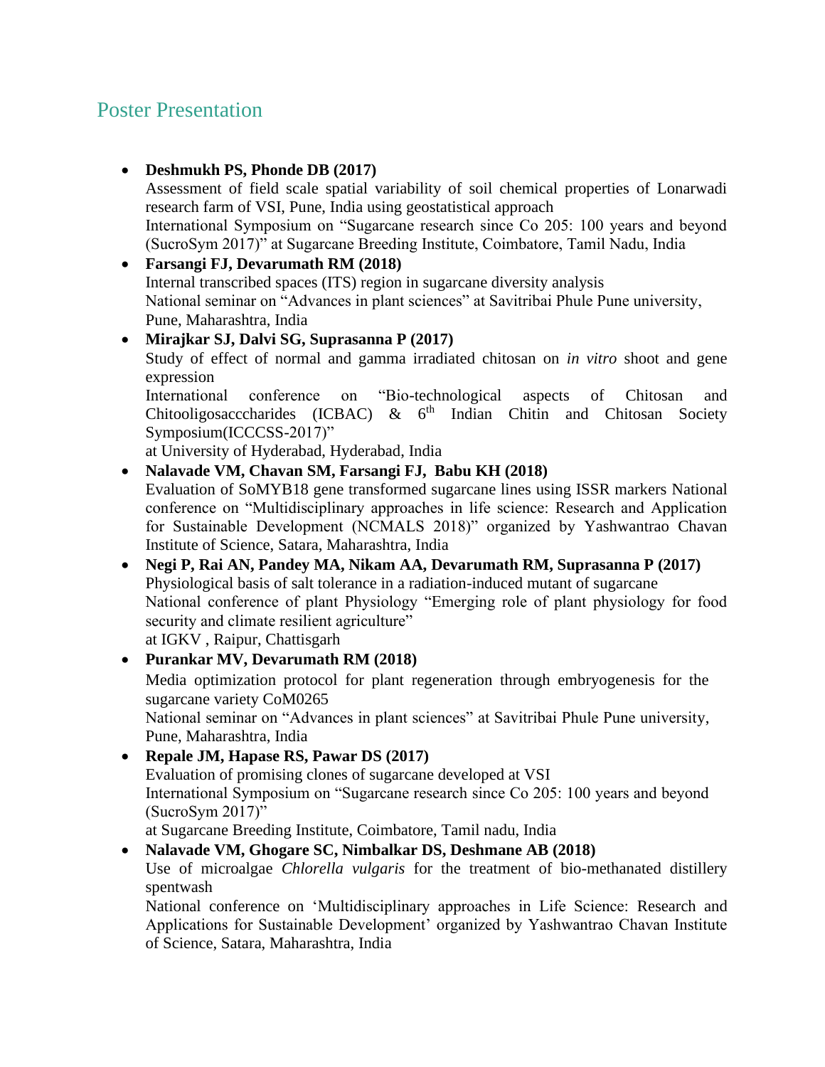## Poster Presentation

- **Deshmukh PS, Phonde DB (2017)**
  Assessment of field scale spatial variability of soil chemical properties of Lonarwadi research farm of VSI, Pune, India using geostatistical approach
  International Symposium on "Sugarcane research since Co 205: 100 years and beyond (SucroSym 2017)" at Sugarcane Breeding Institute, Coimbatore, Tamil Nadu, India
- **Farsangi FJ, Devarumath RM (2018)**
  Internal transcribed spaces (ITS) region in sugarcane diversity analysis
  National seminar on "Advances in plant sciences" at Savitribai Phule Pune university, Pune, Maharashtra, India
- **Mirajkar SJ, Dalvi SG, Suprasanna P (2017)**
  Study of effect of normal and gamma irradiated chitosan on *in vitro* shoot and gene expression
  International conference on "Bio-technological aspects of Chitosan and Chitooligosacccharides (ICBAC) & 6th Indian Chitin and Chitosan Society Symposium(ICCCSS-2017)"
  at University of Hyderabad, Hyderabad, India
- **Nalavade VM, Chavan SM, Farsangi FJ, Babu KH (2018)**
  Evaluation of SoMYB18 gene transformed sugarcane lines using ISSR markers National conference on "Multidisciplinary approaches in life science: Research and Application for Sustainable Development (NCMALS 2018)" organized by Yashwantrao Chavan Institute of Science, Satara, Maharashtra, India
- **Negi P, Rai AN, Pandey MA, Nikam AA, Devarumath RM, Suprasanna P (2017)**
  Physiological basis of salt tolerance in a radiation-induced mutant of sugarcane
  National conference of plant Physiology "Emerging role of plant physiology for food security and climate resilient agriculture"
  at IGKV , Raipur, Chattisgarh
- **Purankar MV, Devarumath RM (2018)**
  Media optimization protocol for plant regeneration through embryogenesis for the sugarcane variety CoM0265
  National seminar on "Advances in plant sciences" at Savitribai Phule Pune university, Pune, Maharashtra, India
- **Repale JM, Hapase RS, Pawar DS (2017)**
  Evaluation of promising clones of sugarcane developed at VSI
  International Symposium on "Sugarcane research since Co 205: 100 years and beyond (SucroSym 2017)"
  at Sugarcane Breeding Institute, Coimbatore, Tamil nadu, India
- **Nalavade VM, Ghogare SC, Nimbalkar DS, Deshmane AB (2018)**
  Use of microalgae *Chlorella vulgaris* for the treatment of bio-methanated distillery spentwash
  National conference on 'Multidisciplinary approaches in Life Science: Research and Applications for Sustainable Development' organized by Yashwantrao Chavan Institute of Science, Satara, Maharashtra, India